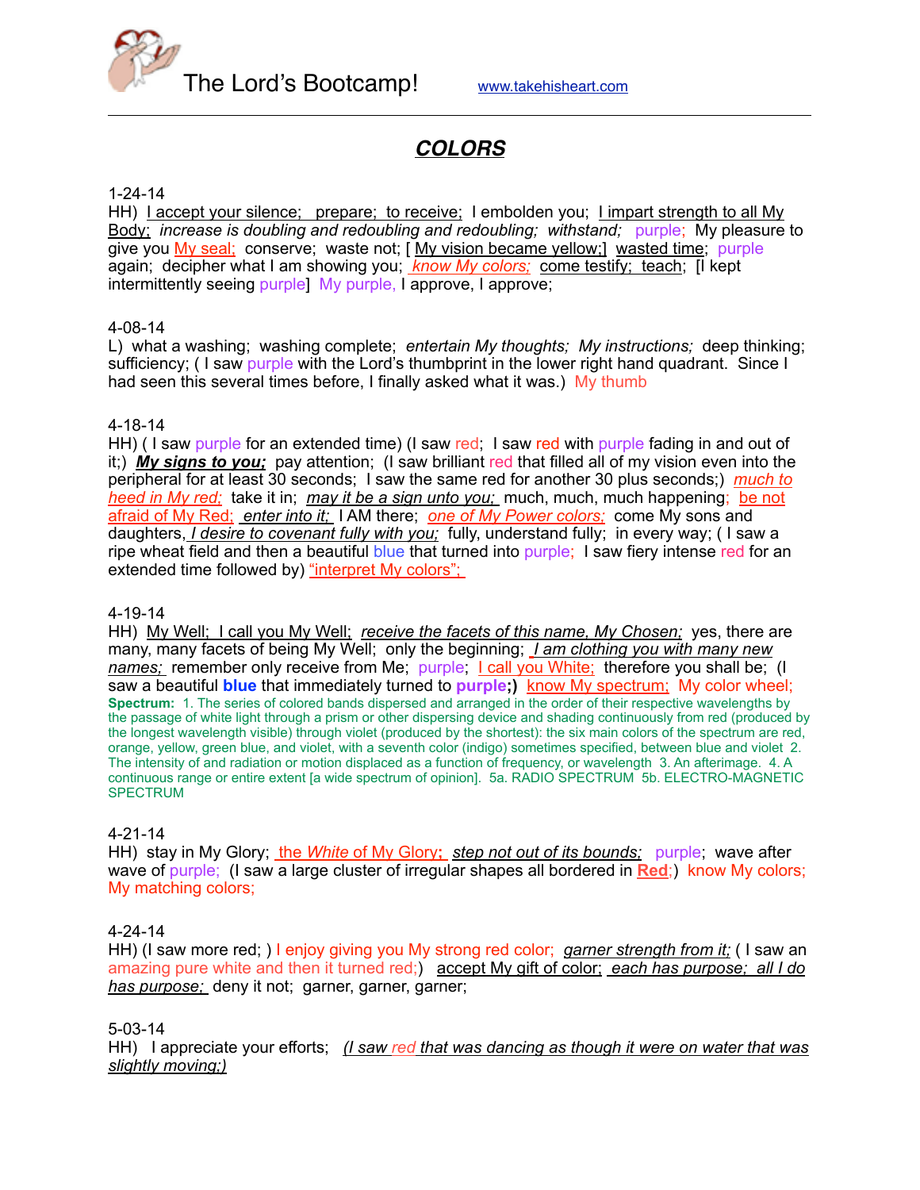The Lord's Bootcamp! www.takehisheart.com

# *COLORS*

1-24-14
HH) I accept your silence; prepare; to receive; I embolden you; I impart strength to all My Body; *increase is doubling and redoubling and redoubling; withstand;* purple; My pleasure to give you My seal; conserve; waste not; [ My vision became yellow;] wasted time; purple again; decipher what I am showing you; *know My colors;* come testify; teach; [I kept intermittently seeing purple] My purple, I approve, I approve;

4-08-14
L) what a washing; washing complete; *entertain My thoughts; My instructions;* deep thinking; sufficiency; ( I saw purple with the Lord's thumbprint in the lower right hand quadrant. Since I had seen this several times before, I finally asked what it was.) My thumb

4-18-14
HH) ( I saw purple for an extended time) (I saw red; I saw red with purple fading in and out of it;) ***My signs to you;*** pay attention; (I saw brilliant red that filled all of my vision even into the peripheral for at least 30 seconds; I saw the same red for another 30 plus seconds;) *much to heed in My red;* take it in; *may it be a sign unto you;* much, much, much happening; be not afraid of My Red; *enter into it;* I AM there; *one of My Power colors;* come My sons and daughters, *I desire to covenant fully with you;* fully, understand fully; in every way; ( I saw a ripe wheat field and then a beautiful blue that turned into purple; I saw fiery intense red for an extended time followed by) "interpret My colors";

4-19-14
HH) My Well; I call you My Well; *receive the facets of this name, My Chosen;* yes, there are many, many facets of being My Well; only the beginning; *I am clothing you with many new names;* remember only receive from Me; purple; I call you White; therefore you shall be; (I saw a beautiful **blue** that immediately turned to **purple;)** know My spectrum; My color wheel;
**Spectrum:** 1. The series of colored bands dispersed and arranged in the order of their respective wavelengths by the passage of white light through a prism or other dispersing device and shading continuously from red (produced by the longest wavelength visible) through violet (produced by the shortest): the six main colors of the spectrum are red, orange, yellow, green blue, and violet, with a seventh color (indigo) sometimes specified, between blue and violet 2. The intensity of and radiation or motion displaced as a function of frequency, or wavelength 3. An afterimage. 4. A continuous range or entire extent [a wide spectrum of opinion]. 5a. RADIO SPECTRUM 5b. ELECTRO-MAGNETIC SPECTRUM

4-21-14
HH) stay in My Glory; the *White* of My Glory**;** *step not out of its bounds;* purple; wave after wave of purple; (I saw a large cluster of irregular shapes all bordered in **Red**;) know My colors; My matching colors;

4-24-14
HH) (I saw more red; ) I enjoy giving you My strong red color; *garner strength from it;* ( I saw an amazing pure white and then it turned red;) accept My gift of color; *each has purpose; all I do has purpose;* deny it not; garner, garner, garner;

5-03-14
HH) I appreciate your efforts; *(I saw red that was dancing as though it were on water that was slightly moving;)*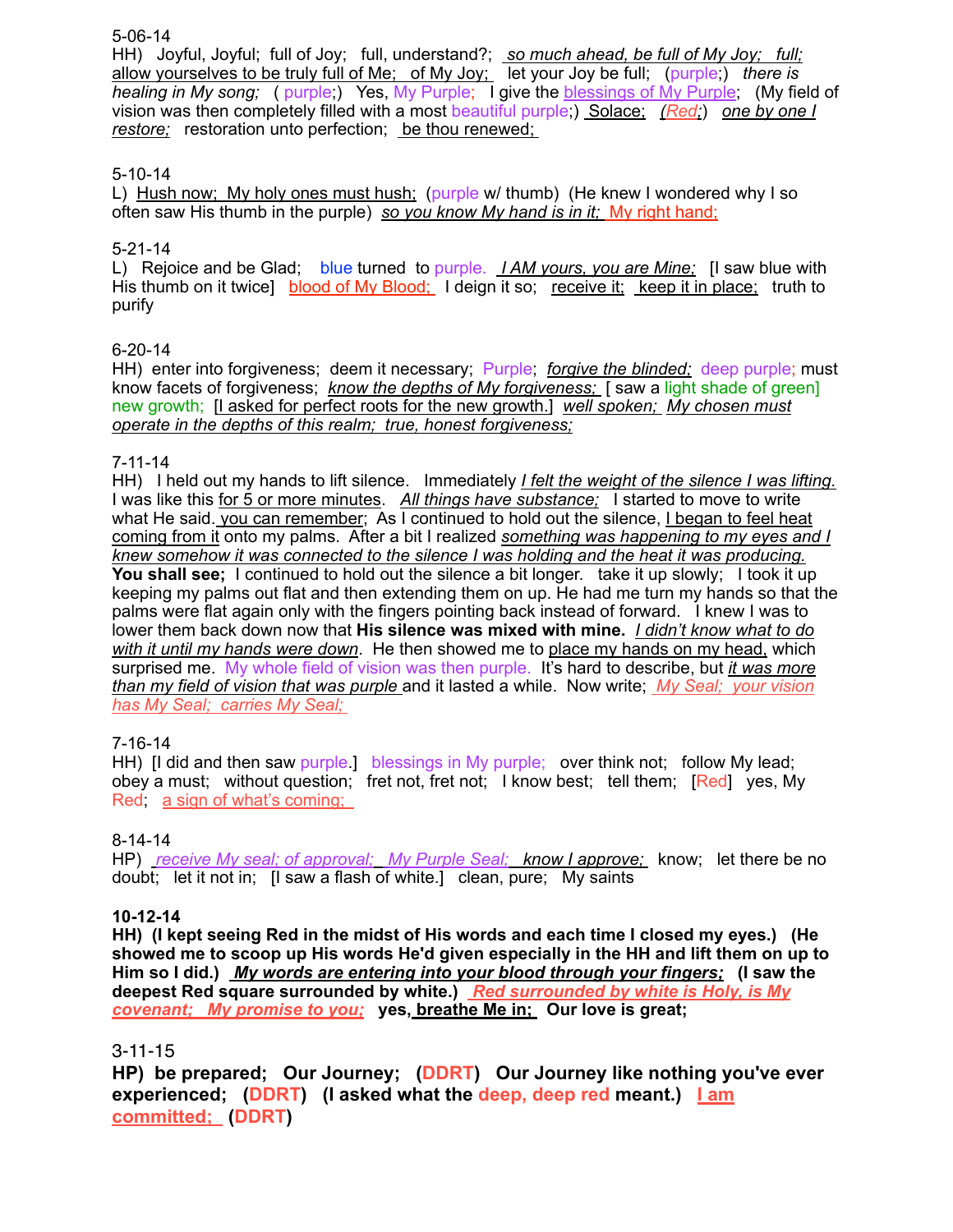5-06-14
HH) Joyful, Joyful; full of Joy; full, understand?; *so much ahead, be full of My Joy; full;* allow yourselves to be truly full of Me; of My Joy; let your Joy be full; (purple;) *there is healing in My song;* ( purple;) Yes, My Purple; I give the blessings of My Purple; (My field of vision was then completely filled with a most beautiful purple;) Solace; *(Red;)* *one by one I restore;* restoration unto perfection; be thou renewed;

5-10-14
L) Hush now; My holy ones must hush; (purple w/ thumb) (He knew I wondered why I so often saw His thumb in the purple) *so you know My hand is in it;* My right hand;

5-21-14
L) Rejoice and be Glad; blue turned to purple. *I AM yours, you are Mine;* [I saw blue with His thumb on it twice] blood of My Blood; I deign it so; receive it; keep it in place; truth to purify

6-20-14
HH) enter into forgiveness; deem it necessary; Purple; *forgive the blinded;* deep purple; must know facets of forgiveness; *know the depths of My forgiveness;* [ saw a light shade of green] new growth; [I asked for perfect roots for the new growth.] *well spoken; My chosen must operate in the depths of this realm; true, honest forgiveness;*

7-11-14
HH) I held out my hands to lift silence. Immediately *I felt the weight of the silence I was lifting.* I was like this for 5 or more minutes. *All things have substance;* I started to move to write what He said. you can remember; As I continued to hold out the silence, I began to feel heat coming from it onto my palms. After a bit I realized *something was happening to my eyes and I knew somehow it was connected to the silence I was holding and the heat it was producing.* **You shall see;** I continued to hold out the silence a bit longer. take it up slowly; I took it up keeping my palms out flat and then extending them on up. He had me turn my hands so that the palms were flat again only with the fingers pointing back instead of forward. I knew I was to lower them back down now that **His silence was mixed with mine.** *I didn't know what to do with it until my hands were down.* He then showed me to place my hands on my head, which surprised me. My whole field of vision was then purple. It's hard to describe, but *it was more than my field of vision that was purple* and it lasted a while. Now write; *My Seal; your vision has My Seal; carries My Seal;*

7-16-14
HH) [I did and then saw purple.] blessings in My purple; over think not; follow My lead; obey a must; without question; fret not, fret not; I know best; tell them; [Red] yes, My Red; a sign of what's coming;

8-14-14
HP) *receive My seal; of approval; My Purple Seal; know I approve;* know; let there be no doubt; let it not in; [I saw a flash of white.] clean, pure; My saints

**10-12-14**
**HH) (I kept seeing Red in the midst of His words and each time I closed my eyes.) (He showed me to scoop up His words He'd given especially in the HH and lift them on up to Him so I did.) *My words are entering into your blood through your fingers;* (I saw the deepest Red square surrounded by white.) *Red surrounded by white is Holy, is My covenant; My promise to you;* yes, breathe Me in; Our love is great;**

3-11-15
**HP) be prepared; Our Journey; (DDRT) Our Journey like nothing you've ever experienced; (DDRT) (I asked what the deep, deep red meant.) I am committed; (DDRT)**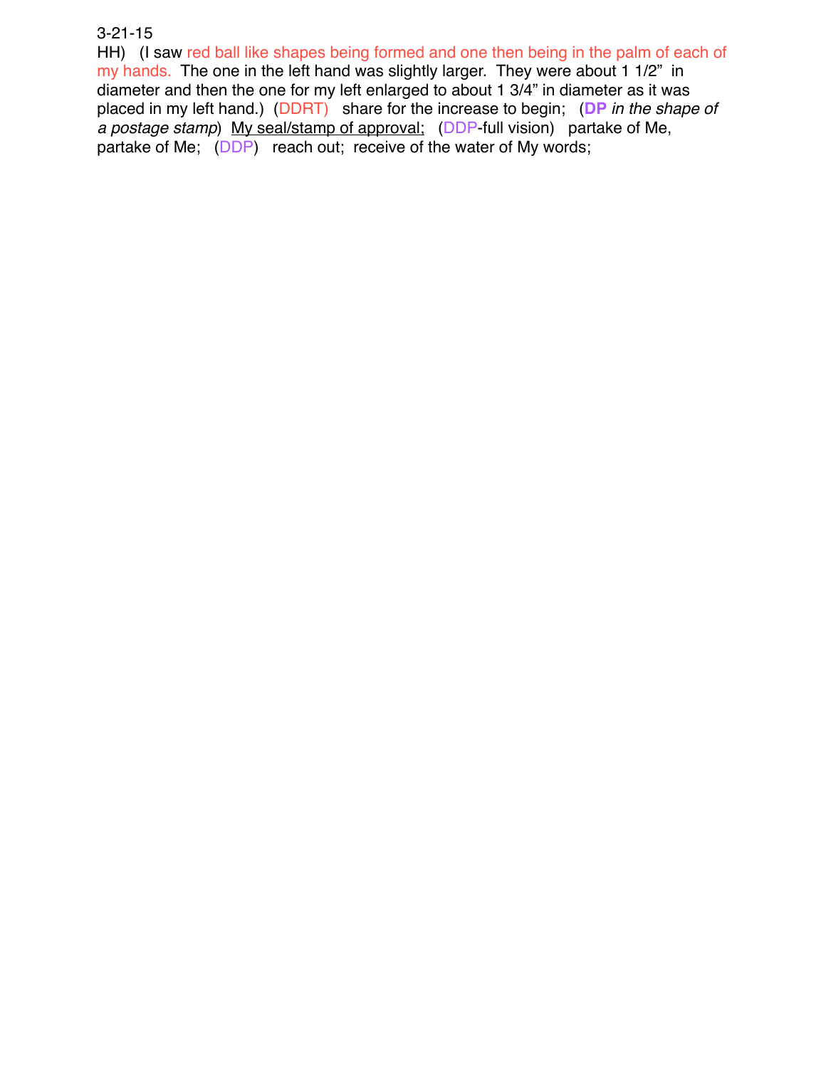3-21-15

HH)   (I saw red ball like shapes being formed and one then being in the palm of each of my hands.  The one in the left hand was slightly larger.  They were about 1 1/2"  in diameter and then the one for my left enlarged to about 1 3/4" in diameter as it was placed in my left hand.)  (DDRT)   share for the increase to begin;   (**DP** *in the shape of a postage stamp*)  <u>My seal/stamp of approval;</u>   (DDP-full vision)   partake of Me, partake of Me;   (DDP)   reach out;  receive of the water of My words;